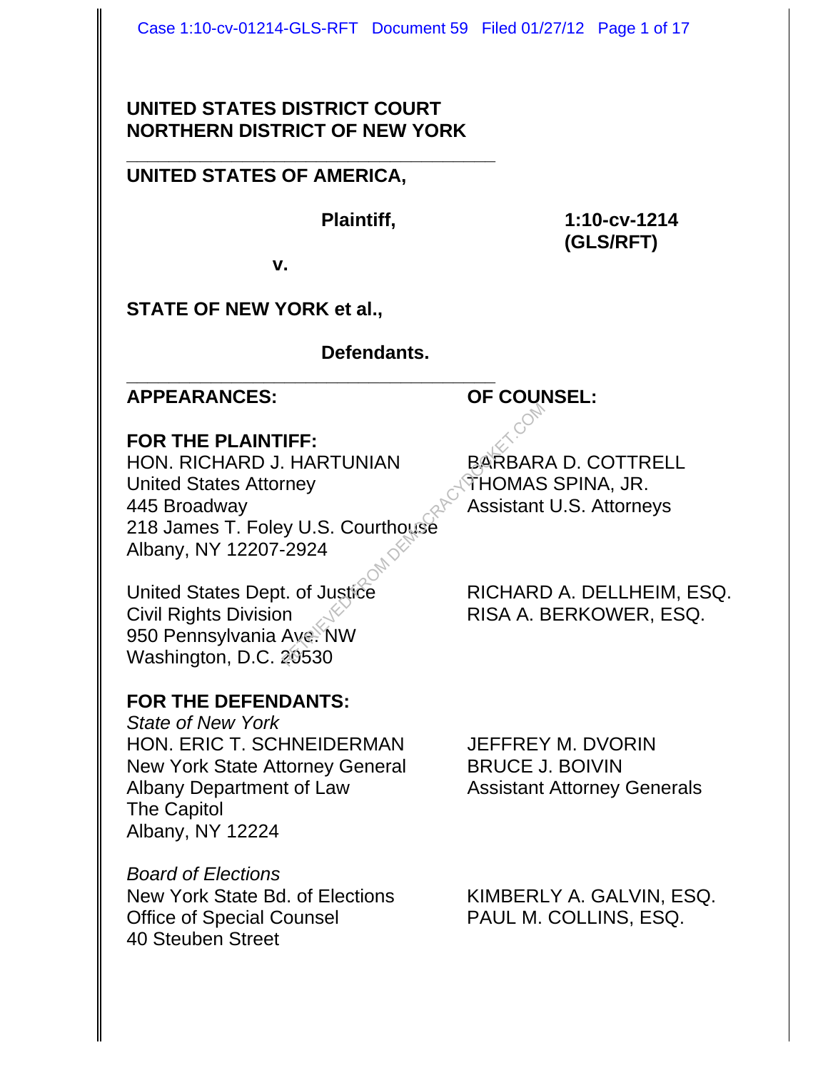**UNITED STATES DISTRICT COURT**
**NORTHERN DISTRICT OF NEW YORK**

---

**UNITED STATES OF AMERICA,**

**Plaintiff,** **1:10-cv-1214 (GLS/RFT)**

**v.**

**STATE OF NEW YORK et al.,**

**Defendants.**

---

| **APPEARANCES:** | **OF COUNSEL:** |
| --- | --- |
| **FOR THE PLAINTIFF:** | |
| HON. RICHARD J. HARTUNIAN<br>United States Attorney<br>445 Broadway<br>218 James T. Foley U.S. Courthouse<br>Albany, NY 12207-2924 | BARBARA D. COTTRELL<br>THOMAS SPINA, JR.<br>Assistant U.S. Attorneys |
| United States Dept. of Justice<br>Civil Rights Division<br>950 Pennsylvania Ave. NW<br>Washington, D.C. 20530 | RICHARD A. DELLHEIM, ESQ.<br>RISA A. BERKOWER, ESQ. |
| **FOR THE DEFENDANTS:** | |
| *State of New York*<br>HON. ERIC T. SCHNEIDERMAN<br>New York State Attorney General<br>Albany Department of Law<br>The Capitol<br>Albany, NY 12224 | JEFFREY M. DVORIN<br>BRUCE J. BOIVIN<br>Assistant Attorney Generals |
| *Board of Elections*<br>New York State Bd. of Elections<br>Office of Special Counsel<br>40 Steuben Street | KIMBERLY A. GALVIN, ESQ.<br>PAUL M. COLLINS, ESQ. |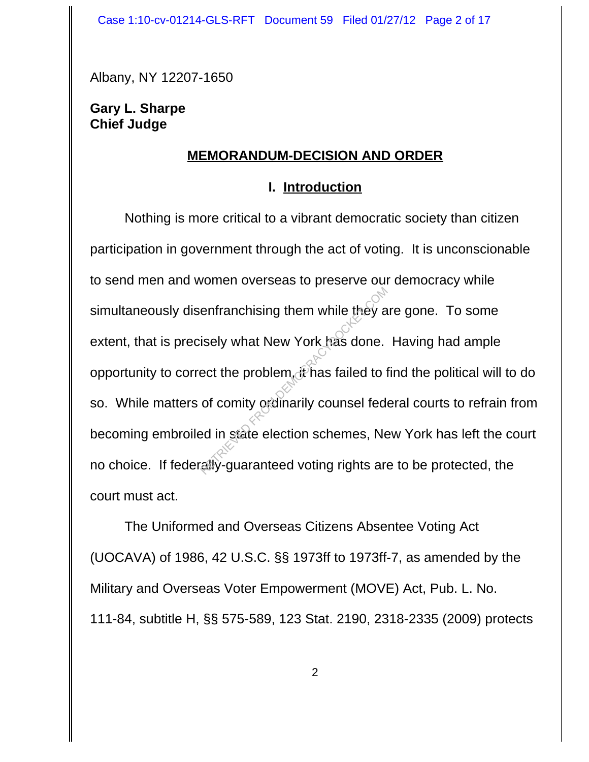Albany, NY 12207-1650

**Gary L. Sharpe**
**Chief Judge**

## MEMORANDUM-DECISION AND ORDER

### I. Introduction

Nothing is more critical to a vibrant democratic society than citizen participation in government through the act of voting. It is unconscionable to send men and women overseas to preserve our democracy while simultaneously disenfranchising them while they are gone. To some extent, that is precisely what New York has done. Having had ample opportunity to correct the problem, it has failed to find the political will to do so. While matters of comity ordinarily counsel federal courts to refrain from becoming embroiled in state election schemes, New York has left the court no choice. If federally-guaranteed voting rights are to be protected, the court must act.

The Uniformed and Overseas Citizens Absentee Voting Act (UOCAVA) of 1986, 42 U.S.C. §§ 1973ff to 1973ff-7, as amended by the Military and Overseas Voter Empowerment (MOVE) Act, Pub. L. No. 111-84, subtitle H, §§ 575-589, 123 Stat. 2190, 2318-2335 (2009) protects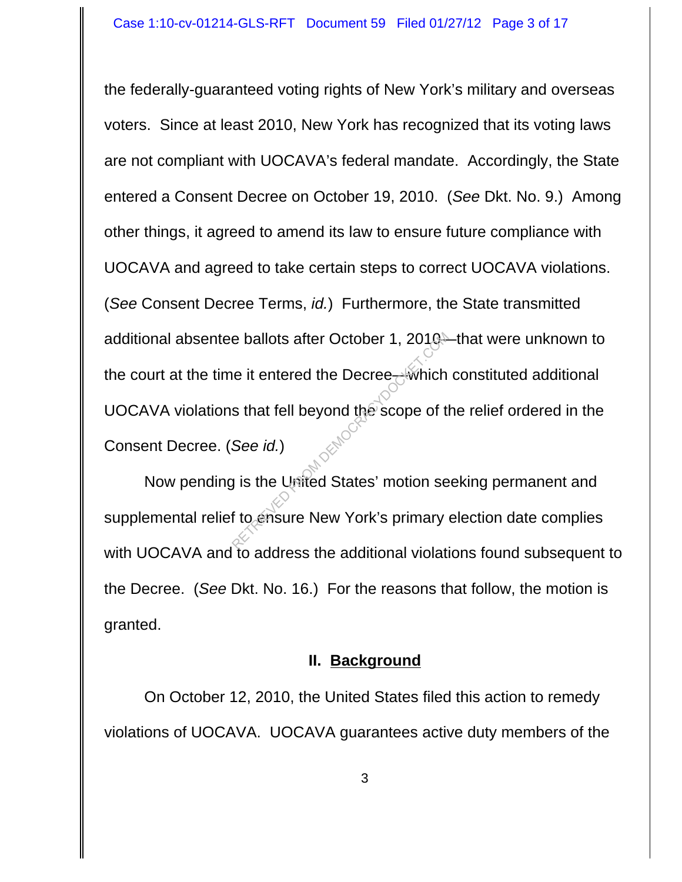the federally-guaranteed voting rights of New York's military and overseas voters. Since at least 2010, New York has recognized that its voting laws are not compliant with UOCAVA's federal mandate. Accordingly, the State entered a Consent Decree on October 19, 2010. (*See* Dkt. No. 9.) Among other things, it agreed to amend its law to ensure future compliance with UOCAVA and agreed to take certain steps to correct UOCAVA violations. (*See* Consent Decree Terms, *id.*) Furthermore, the State transmitted additional absentee ballots after October 1, 2010—that were unknown to the court at the time it entered the Decree—which constituted additional UOCAVA violations that fell beyond the scope of the relief ordered in the Consent Decree. (*See id.*)

Now pending is the United States' motion seeking permanent and supplemental relief to ensure New York's primary election date complies with UOCAVA and to address the additional violations found subsequent to the Decree. (*See* Dkt. No. 16.) For the reasons that follow, the motion is granted.

## II. Background

On October 12, 2010, the United States filed this action to remedy violations of UOCAVA. UOCAVA guarantees active duty members of the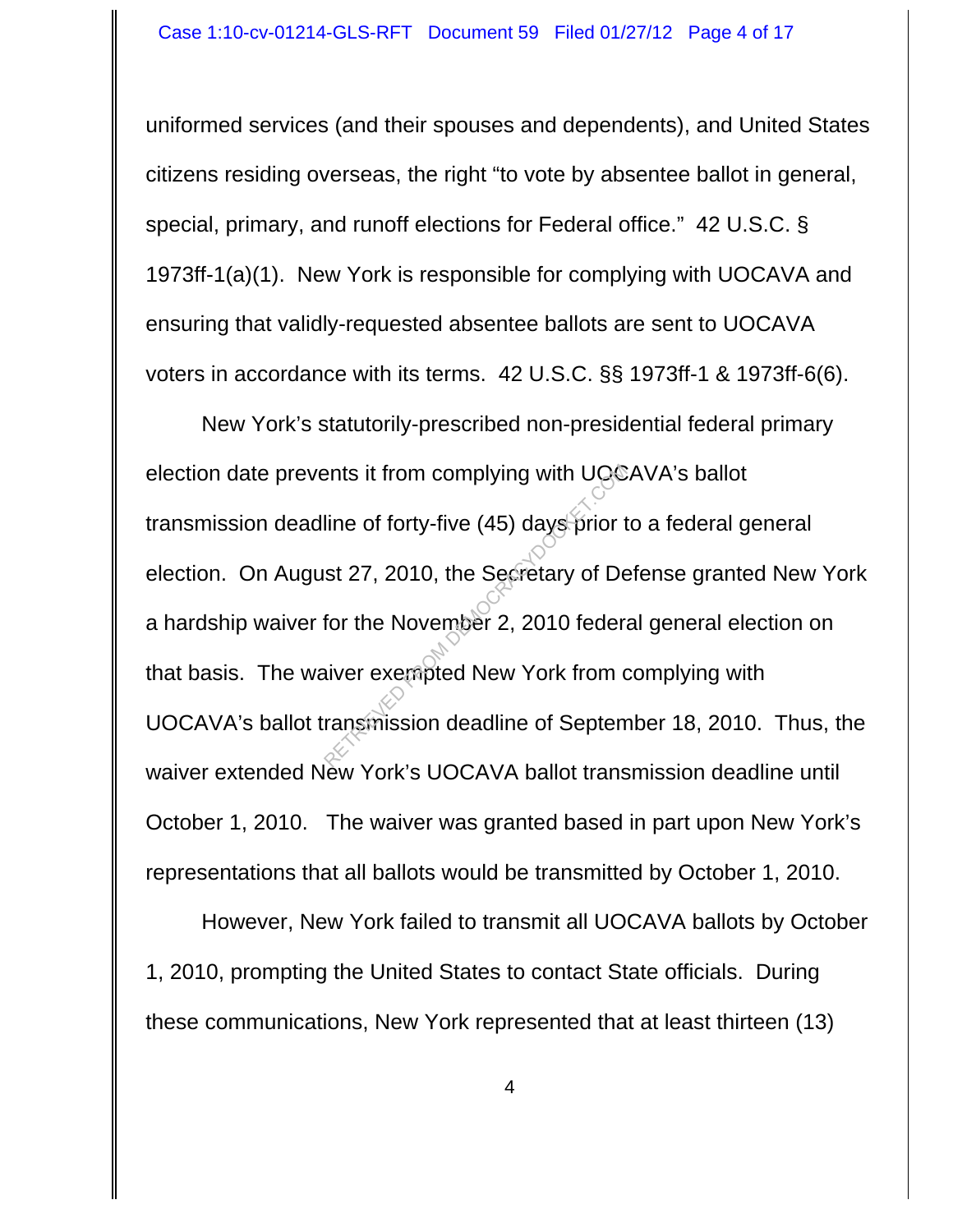uniformed services (and their spouses and dependents), and United States citizens residing overseas, the right "to vote by absentee ballot in general, special, primary, and runoff elections for Federal office." 42 U.S.C. § 1973ff-1(a)(1). New York is responsible for complying with UOCAVA and ensuring that validly-requested absentee ballots are sent to UOCAVA voters in accordance with its terms. 42 U.S.C. §§ 1973ff-1 & 1973ff-6(6).

New York's statutorily-prescribed non-presidential federal primary election date prevents it from complying with UOCAVA's ballot transmission deadline of forty-five (45) days prior to a federal general election. On August 27, 2010, the Secretary of Defense granted New York a hardship waiver for the November 2, 2010 federal general election on that basis. The waiver exempted New York from complying with UOCAVA's ballot transmission deadline of September 18, 2010. Thus, the waiver extended New York's UOCAVA ballot transmission deadline until October 1, 2010. The waiver was granted based in part upon New York's representations that all ballots would be transmitted by October 1, 2010.

However, New York failed to transmit all UOCAVA ballots by October 1, 2010, prompting the United States to contact State officials. During these communications, New York represented that at least thirteen (13)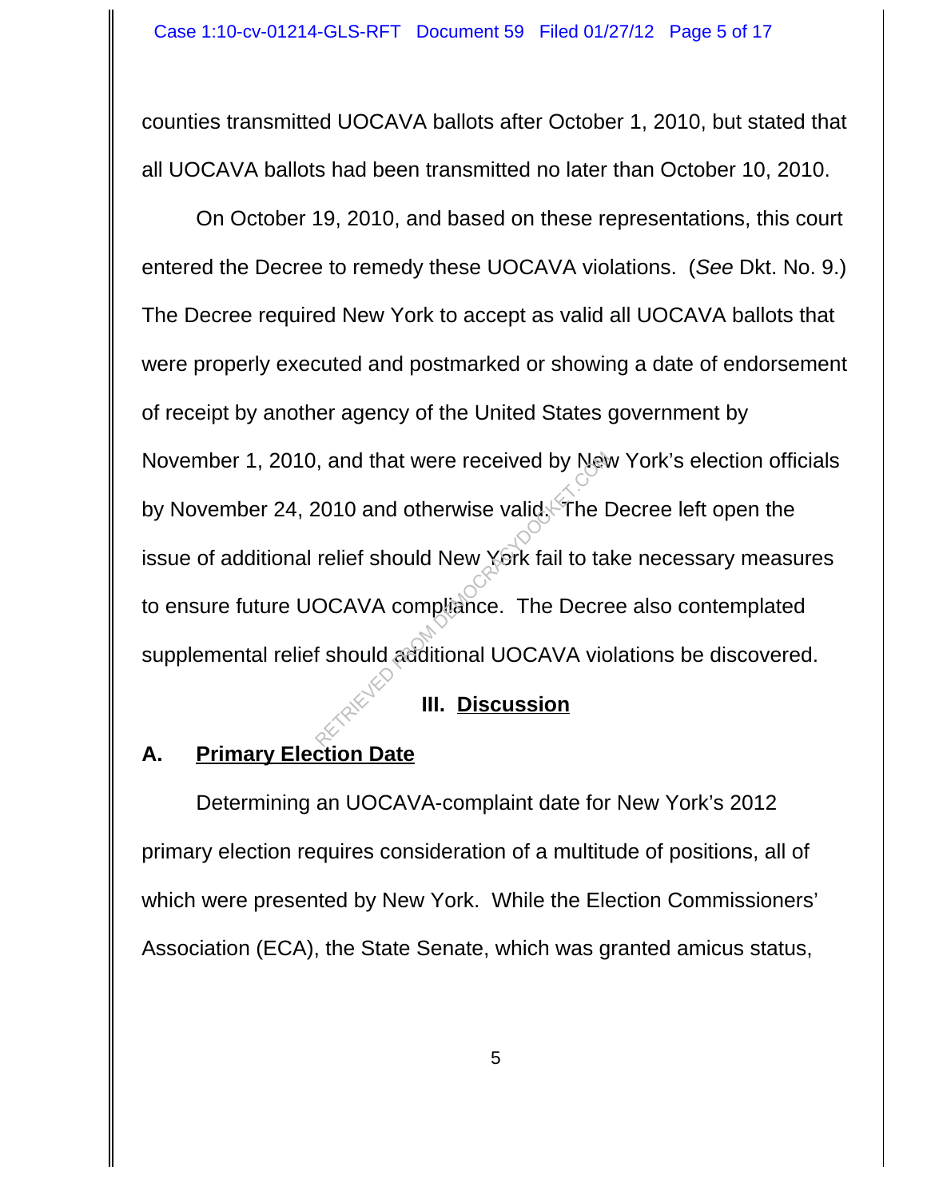counties transmitted UOCAVA ballots after October 1, 2010, but stated that all UOCAVA ballots had been transmitted no later than October 10, 2010.

On October 19, 2010, and based on these representations, this court entered the Decree to remedy these UOCAVA violations. (*See* Dkt. No. 9.) The Decree required New York to accept as valid all UOCAVA ballots that were properly executed and postmarked or showing a date of endorsement of receipt by another agency of the United States government by November 1, 2010, and that were received by New York's election officials by November 24, 2010 and otherwise valid. The Decree left open the issue of additional relief should New York fail to take necessary measures to ensure future UOCAVA compliance. The Decree also contemplated supplemental relief should additional UOCAVA violations be discovered.

## III. Discussion

### A. Primary Election Date

Determining an UOCAVA-complaint date for New York's 2012 primary election requires consideration of a multitude of positions, all of which were presented by New York. While the Election Commissioners' Association (ECA), the State Senate, which was granted amicus status,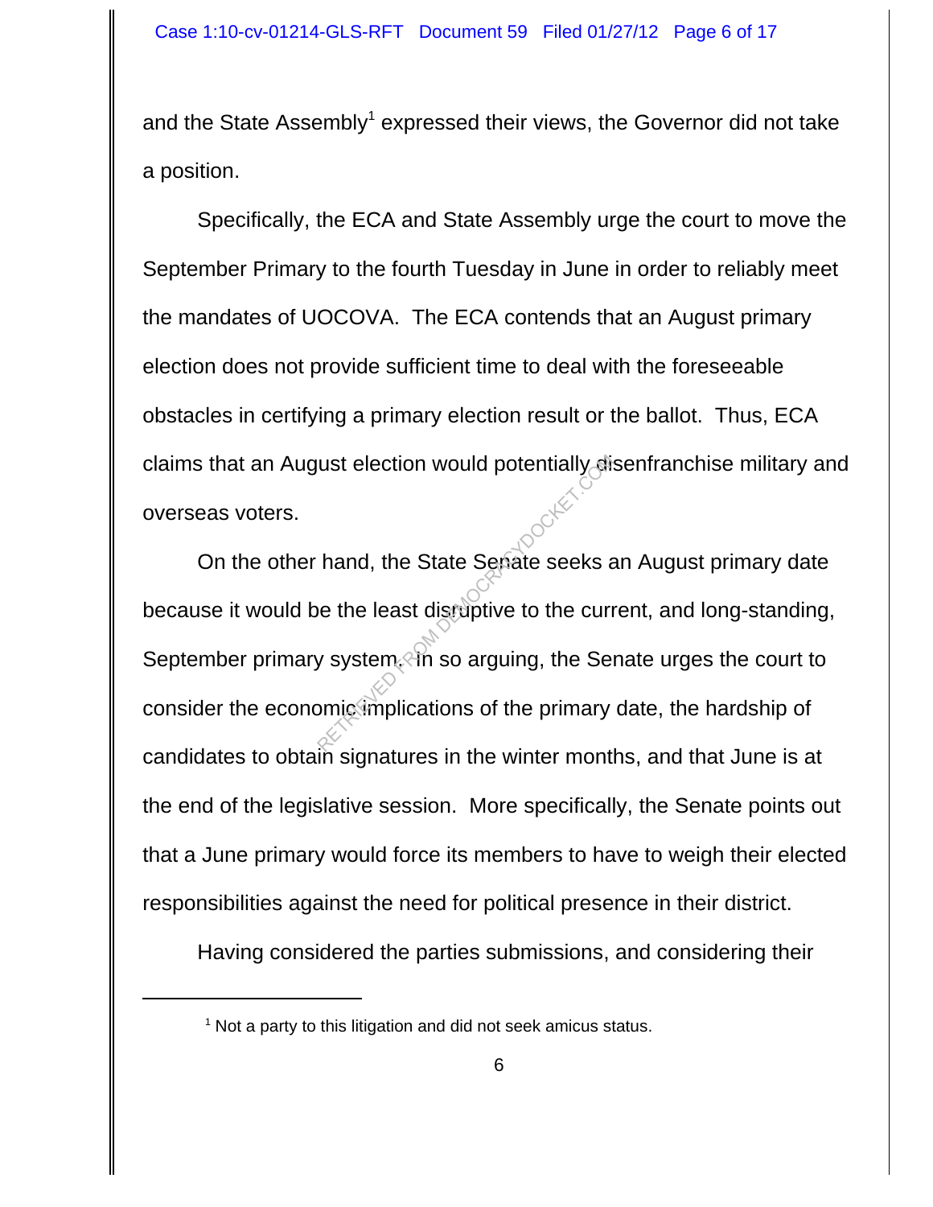and the State Assembly[1] expressed their views, the Governor did not take a position.

Specifically, the ECA and State Assembly urge the court to move the September Primary to the fourth Tuesday in June in order to reliably meet the mandates of UOCOVA. The ECA contends that an August primary election does not provide sufficient time to deal with the foreseeable obstacles in certifying a primary election result or the ballot. Thus, ECA claims that an August election would potentially disenfranchise military and overseas voters.

On the other hand, the State Senate seeks an August primary date because it would be the least disruptive to the current, and long-standing, September primary system. In so arguing, the Senate urges the court to consider the economic implications of the primary date, the hardship of candidates to obtain signatures in the winter months, and that June is at the end of the legislative session. More specifically, the Senate points out that a June primary would force its members to have to weigh their elected responsibilities against the need for political presence in their district.

Having considered the parties submissions, and considering their

---

[1] Not a party to this litigation and did not seek amicus status.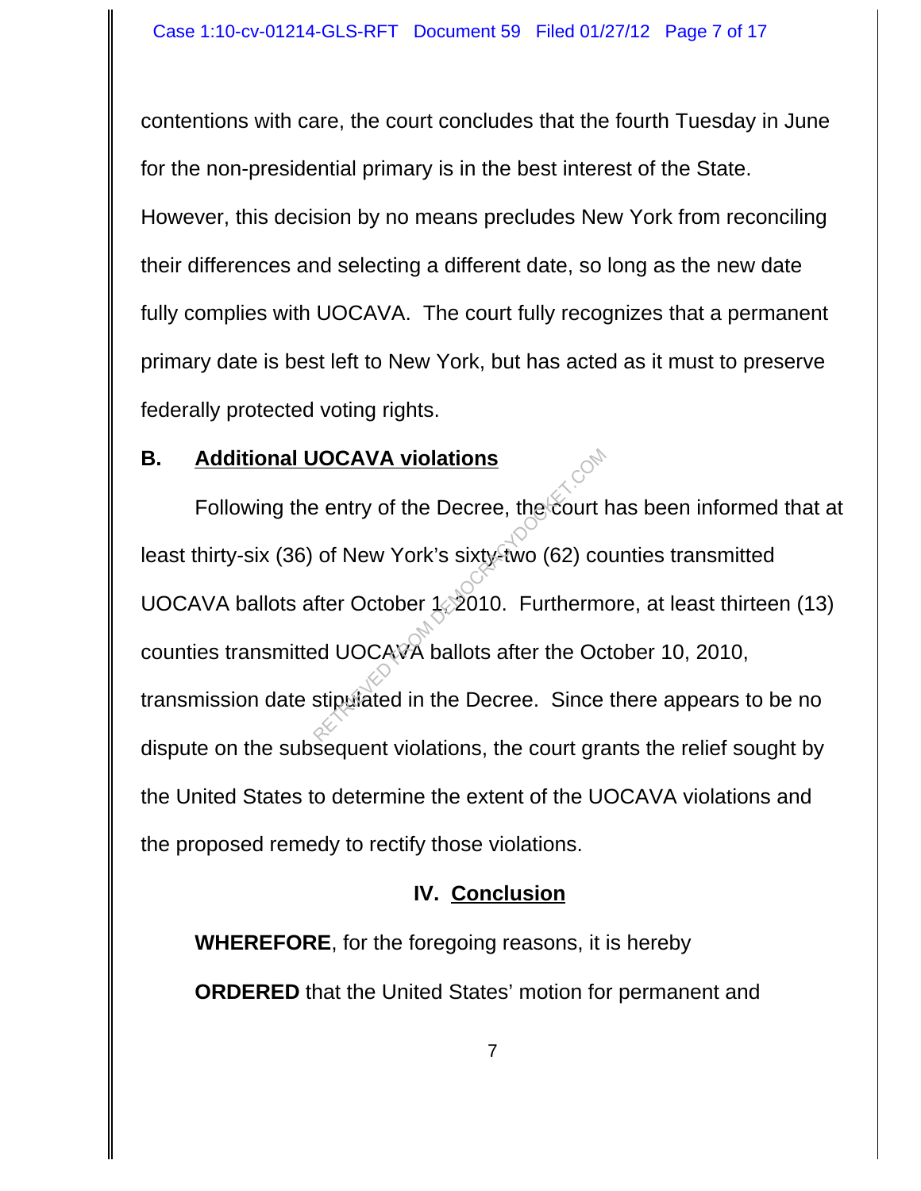contentions with care, the court concludes that the fourth Tuesday in June for the non-presidential primary is in the best interest of the State. However, this decision by no means precludes New York from reconciling their differences and selecting a different date, so long as the new date fully complies with UOCAVA. The court fully recognizes that a permanent primary date is best left to New York, but has acted as it must to preserve federally protected voting rights.

**B. Additional UOCAVA violations**

Following the entry of the Decree, the court has been informed that at least thirty-six (36) of New York's sixty-two (62) counties transmitted UOCAVA ballots after October 1, 2010. Furthermore, at least thirteen (13) counties transmitted UOCAVA ballots after the October 10, 2010, transmission date stipulated in the Decree. Since there appears to be no dispute on the subsequent violations, the court grants the relief sought by the United States to determine the extent of the UOCAVA violations and the proposed remedy to rectify those violations.

## IV. Conclusion

**WHEREFORE**, for the foregoing reasons, it is hereby

**ORDERED** that the United States' motion for permanent and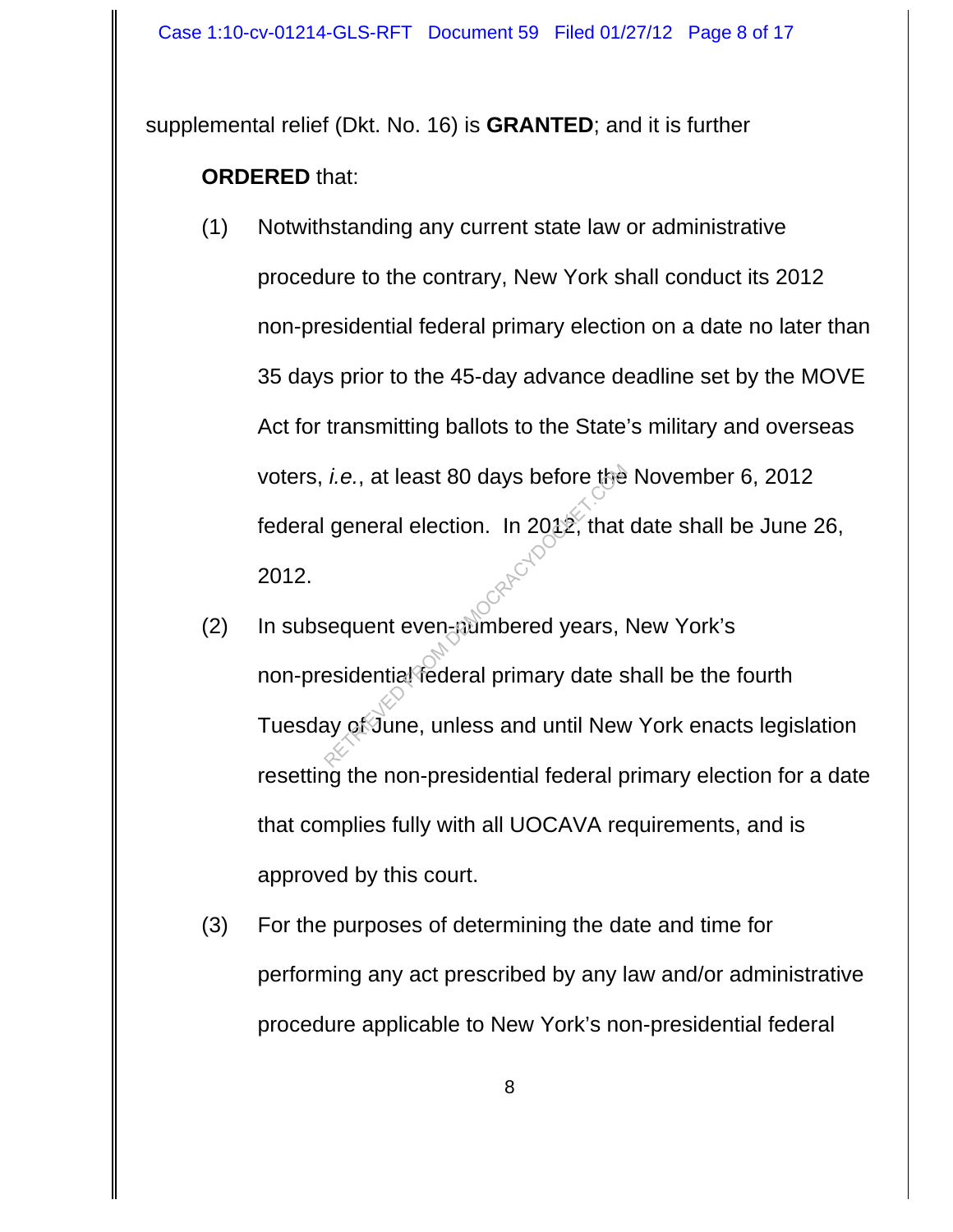supplemental relief (Dkt. No. 16) is **GRANTED**; and it is further

**ORDERED** that:

(1) Notwithstanding any current state law or administrative procedure to the contrary, New York shall conduct its 2012 non-presidential federal primary election on a date no later than 35 days prior to the 45-day advance deadline set by the MOVE Act for transmitting ballots to the State's military and overseas voters, *i.e.*, at least 80 days before the November 6, 2012 federal general election. In 2012, that date shall be June 26, 2012.

(2) In subsequent even-numbered years, New York's non-presidential federal primary date shall be the fourth Tuesday of June, unless and until New York enacts legislation resetting the non-presidential federal primary election for a date that complies fully with all UOCAVA requirements, and is approved by this court.

(3) For the purposes of determining the date and time for performing any act prescribed by any law and/or administrative procedure applicable to New York's non-presidential federal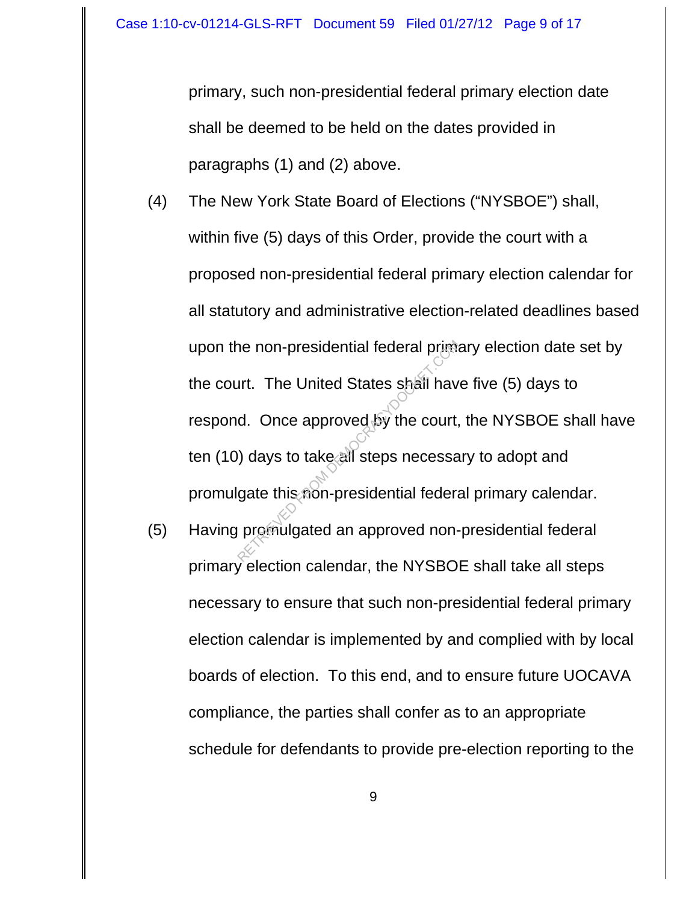primary, such non-presidential federal primary election date shall be deemed to be held on the dates provided in paragraphs (1) and (2) above.

(4) The New York State Board of Elections ("NYSBOE") shall, within five (5) days of this Order, provide the court with a proposed non-presidential federal primary election calendar for all statutory and administrative election-related deadlines based upon the non-presidential federal primary election date set by the court. The United States shall have five (5) days to respond. Once approved by the court, the NYSBOE shall have ten (10) days to take all steps necessary to adopt and promulgate this non-presidential federal primary calendar.

(5) Having promulgated an approved non-presidential federal primary election calendar, the NYSBOE shall take all steps necessary to ensure that such non-presidential federal primary election calendar is implemented by and complied with by local boards of election. To this end, and to ensure future UOCAVA compliance, the parties shall confer as to an appropriate schedule for defendants to provide pre-election reporting to the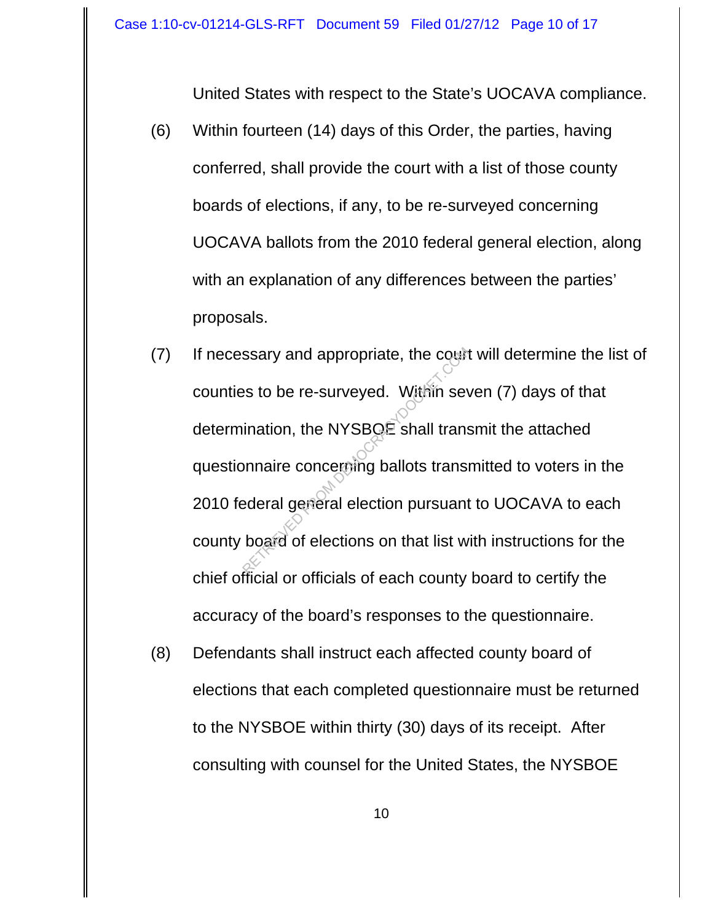United States with respect to the State's UOCAVA compliance.

(6) Within fourteen (14) days of this Order, the parties, having conferred, shall provide the court with a list of those county boards of elections, if any, to be re-surveyed concerning UOCAVA ballots from the 2010 federal general election, along with an explanation of any differences between the parties' proposals.

(7) If necessary and appropriate, the court will determine the list of counties to be re-surveyed. Within seven (7) days of that determination, the NYSBOE shall transmit the attached questionnaire concerning ballots transmitted to voters in the 2010 federal general election pursuant to UOCAVA to each county board of elections on that list with instructions for the chief official or officials of each county board to certify the accuracy of the board's responses to the questionnaire.

(8) Defendants shall instruct each affected county board of elections that each completed questionnaire must be returned to the NYSBOE within thirty (30) days of its receipt. After consulting with counsel for the United States, the NYSBOE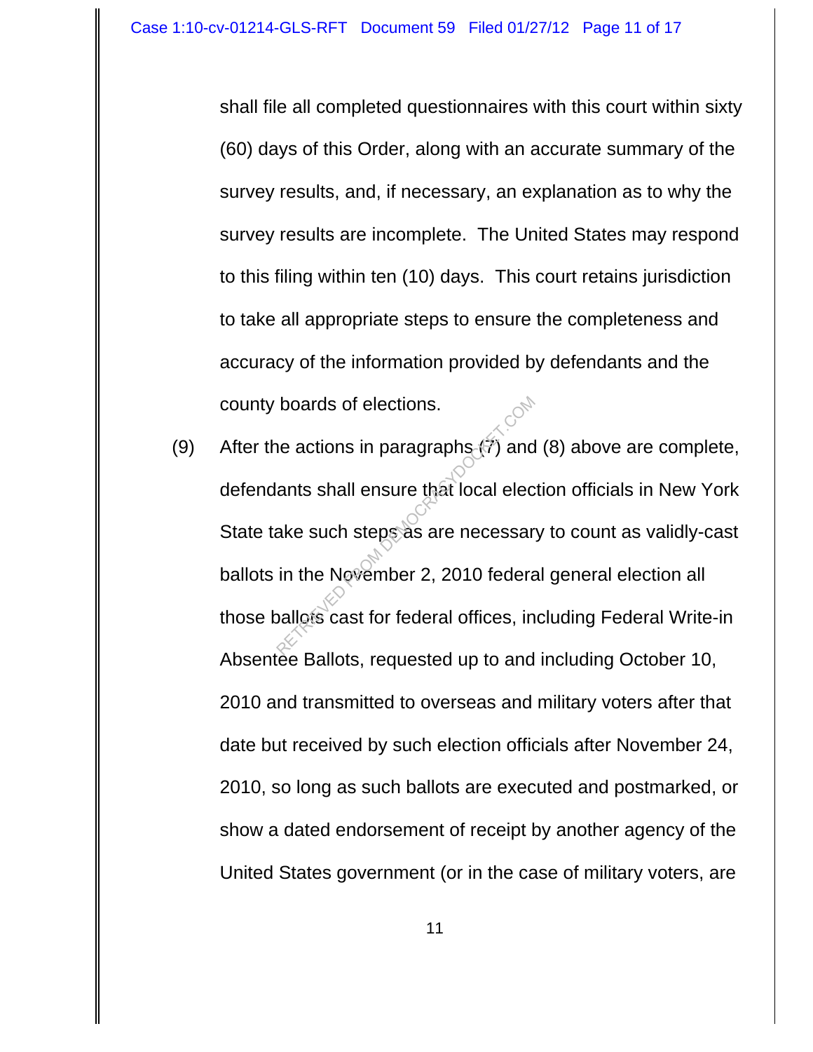shall file all completed questionnaires with this court within sixty (60) days of this Order, along with an accurate summary of the survey results, and, if necessary, an explanation as to why the survey results are incomplete. The United States may respond to this filing within ten (10) days. This court retains jurisdiction to take all appropriate steps to ensure the completeness and accuracy of the information provided by defendants and the county boards of elections.

(9) After the actions in paragraphs (7) and (8) above are complete, defendants shall ensure that local election officials in New York State take such steps as are necessary to count as validly-cast ballots in the November 2, 2010 federal general election all those ballots cast for federal offices, including Federal Write-in Absentee Ballots, requested up to and including October 10, 2010 and transmitted to overseas and military voters after that date but received by such election officials after November 24, 2010, so long as such ballots are executed and postmarked, or show a dated endorsement of receipt by another agency of the United States government (or in the case of military voters, are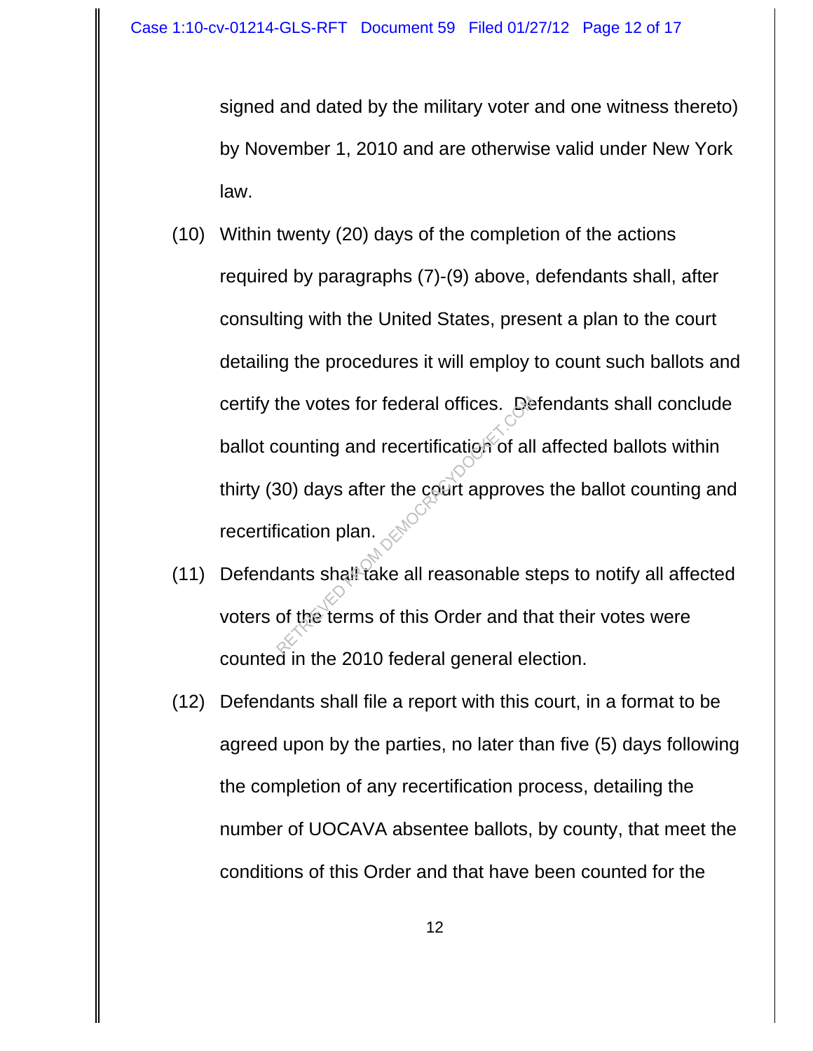signed and dated by the military voter and one witness thereto) by November 1, 2010 and are otherwise valid under New York law.

(10) Within twenty (20) days of the completion of the actions required by paragraphs (7)-(9) above, defendants shall, after consulting with the United States, present a plan to the court detailing the procedures it will employ to count such ballots and certify the votes for federal offices. Defendants shall conclude ballot counting and recertification of all affected ballots within thirty (30) days after the court approves the ballot counting and recertification plan.

(11) Defendants shall take all reasonable steps to notify all affected voters of the terms of this Order and that their votes were counted in the 2010 federal general election.

(12) Defendants shall file a report with this court, in a format to be agreed upon by the parties, no later than five (5) days following the completion of any recertification process, detailing the number of UOCAVA absentee ballots, by county, that meet the conditions of this Order and that have been counted for the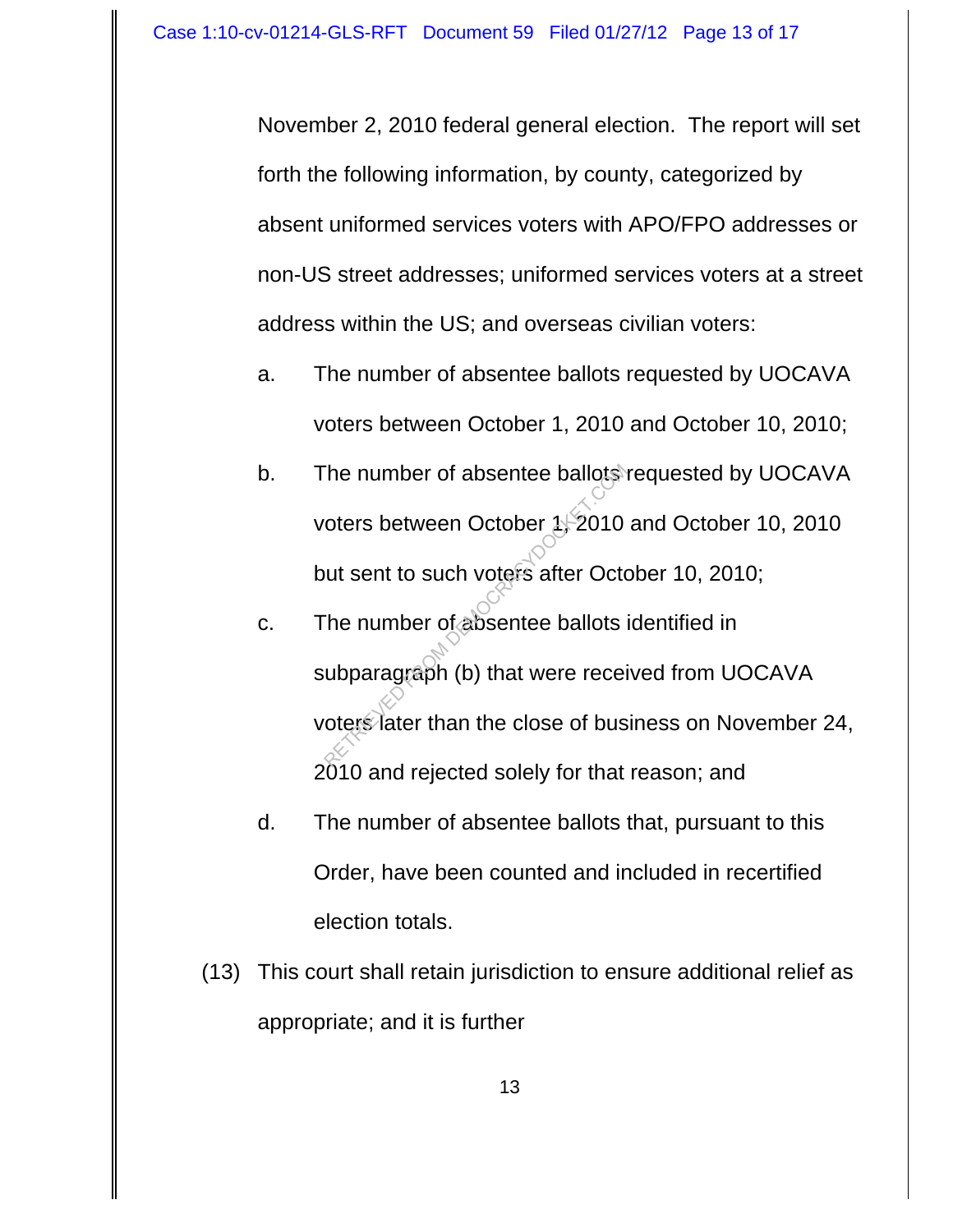November 2, 2010 federal general election. The report will set forth the following information, by county, categorized by absent uniformed services voters with APO/FPO addresses or non-US street addresses; uniformed services voters at a street address within the US; and overseas civilian voters:

a. The number of absentee ballots requested by UOCAVA voters between October 1, 2010 and October 10, 2010;

b. The number of absentee ballots requested by UOCAVA voters between October 1, 2010 and October 10, 2010 but sent to such voters after October 10, 2010;

c. The number of absentee ballots identified in subparagraph (b) that were received from UOCAVA voters later than the close of business on November 24, 2010 and rejected solely for that reason; and

d. The number of absentee ballots that, pursuant to this Order, have been counted and included in recertified election totals.

(13) This court shall retain jurisdiction to ensure additional relief as appropriate; and it is further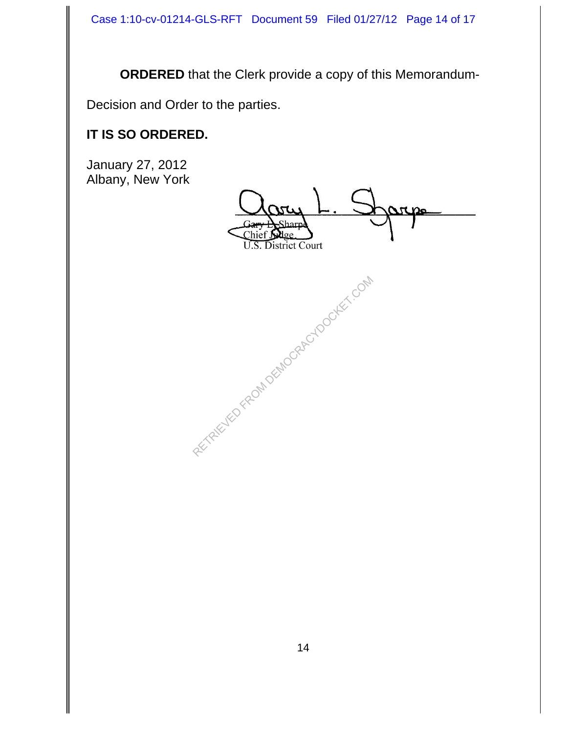**ORDERED** that the Clerk provide a copy of this Memorandum-Decision and Order to the parties.

**IT IS SO ORDERED.**

January 27, 2012
Albany, New York

Gary L. Sharpe
Chief Judge
U.S. District Court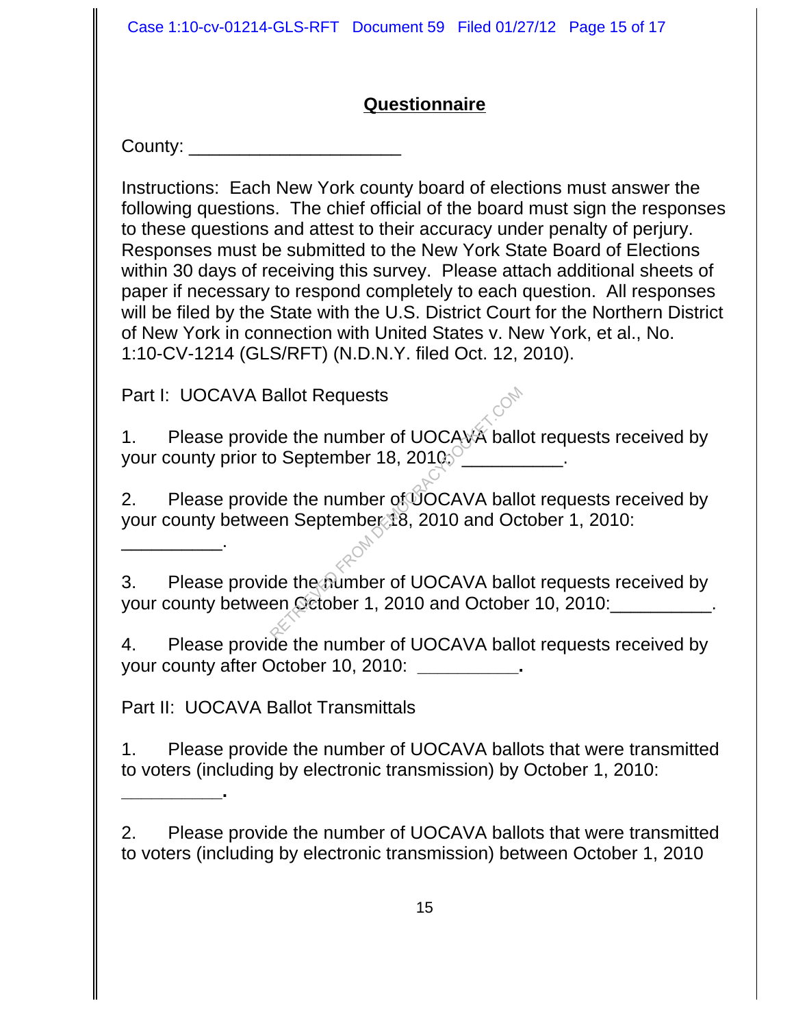## Questionnaire

County: ____________________

Instructions: Each New York county board of elections must answer the following questions. The chief official of the board must sign the responses to these questions and attest to their accuracy under penalty of perjury. Responses must be submitted to the New York State Board of Elections within 30 days of receiving this survey. Please attach additional sheets of paper if necessary to respond completely to each question. All responses will be filed by the State with the U.S. District Court for the Northern District of New York in connection with United States v. New York, et al., No. 1:10-CV-1214 (GLS/RFT) (N.D.N.Y. filed Oct. 12, 2010).

Part I: UOCAVA Ballot Requests

1. Please provide the number of UOCAVA ballot requests received by your county prior to September 18, 2010: __________.

2. Please provide the number of UOCAVA ballot requests received by your county between September 18, 2010 and October 1, 2010: __________.

3. Please provide the number of UOCAVA ballot requests received by your county between October 1, 2010 and October 10, 2010:__________.

4. Please provide the number of UOCAVA ballot requests received by your county after October 10, 2010: __________.

Part II: UOCAVA Ballot Transmittals

1. Please provide the number of UOCAVA ballots that were transmitted to voters (including by electronic transmission) by October 1, 2010: __________.

2. Please provide the number of UOCAVA ballots that were transmitted to voters (including by electronic transmission) between October 1, 2010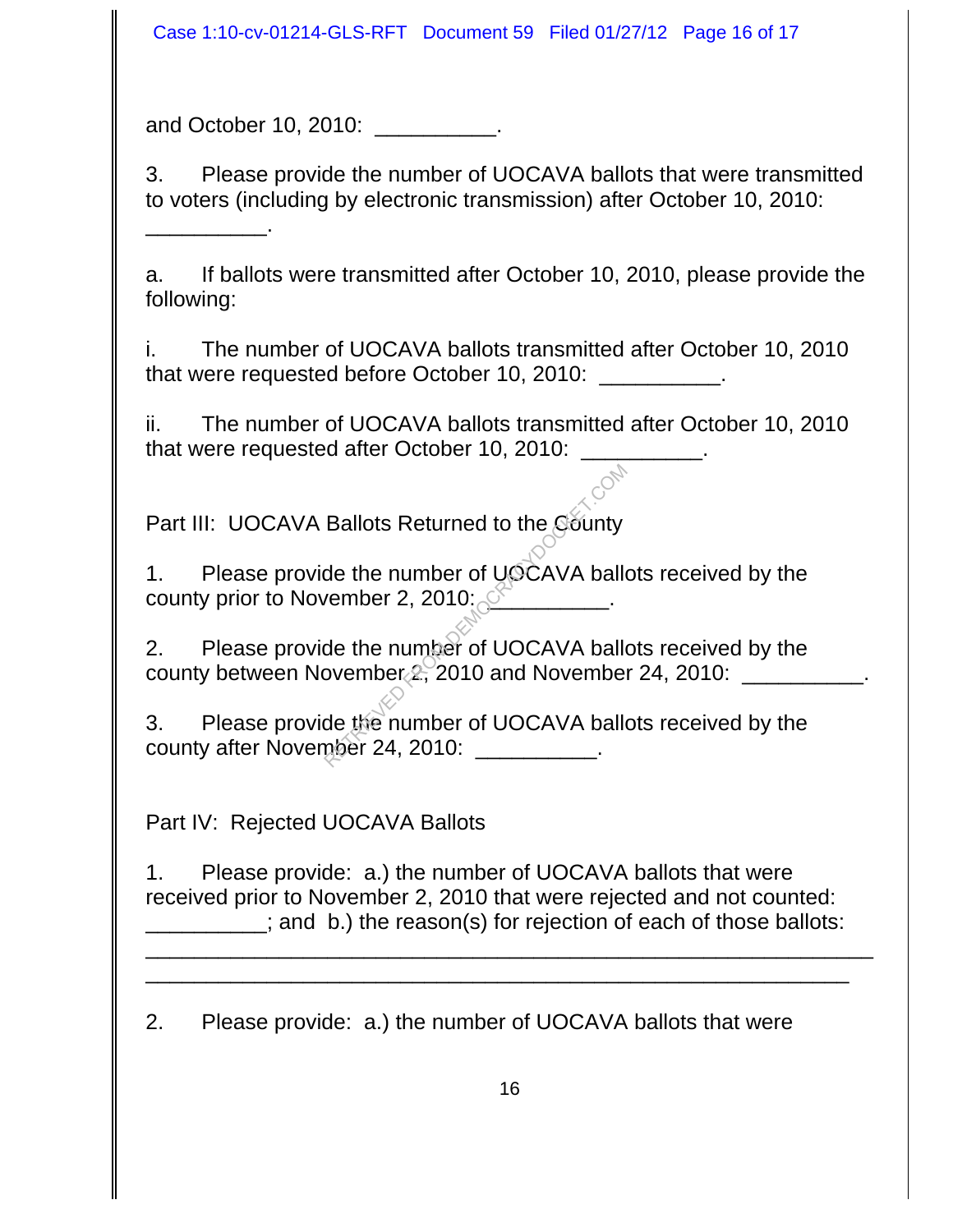and October 10, 2010: __________.

3. Please provide the number of UOCAVA ballots that were transmitted to voters (including by electronic transmission) after October 10, 2010: __________.

a. If ballots were transmitted after October 10, 2010, please provide the following:

i. The number of UOCAVA ballots transmitted after October 10, 2010 that were requested before October 10, 2010: __________.

ii. The number of UOCAVA ballots transmitted after October 10, 2010 that were requested after October 10, 2010: __________.

Part III: UOCAVA Ballots Returned to the County

1. Please provide the number of UOCAVA ballots received by the county prior to November 2, 2010: __________.

2. Please provide the number of UOCAVA ballots received by the county between November 2, 2010 and November 24, 2010: __________.

3. Please provide the number of UOCAVA ballots received by the county after November 24, 2010: __________.

Part IV: Rejected UOCAVA Ballots

1. Please provide: a.) the number of UOCAVA ballots that were received prior to November 2, 2010 that were rejected and not counted: __________; and b.) the reason(s) for rejection of each of those ballots: ____________________________________________________________
____________________________________________________________

2. Please provide: a.) the number of UOCAVA ballots that were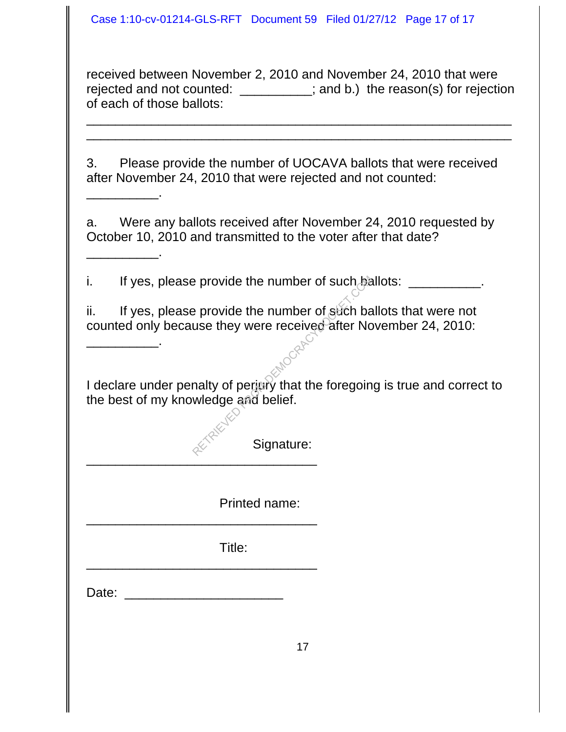received between November 2, 2010 and November 24, 2010 that were rejected and not counted: __________; and b.) the reason(s) for rejection of each of those ballots:

______________________________________________________________

______________________________________________________________

3. Please provide the number of UOCAVA ballots that were received after November 24, 2010 that were rejected and not counted: __________.

a. Were any ballots received after November 24, 2010 requested by October 10, 2010 and transmitted to the voter after that date? __________.

i. If yes, please provide the number of such ballots: __________.

ii. If yes, please provide the number of such ballots that were not counted only because they were received after November 24, 2010: __________.

I declare under penalty of perjury that the foregoing is true and correct to the best of my knowledge and belief.

Signature: _________________________________

Printed name: _________________________________

Title: _________________________________

Date: ______________________